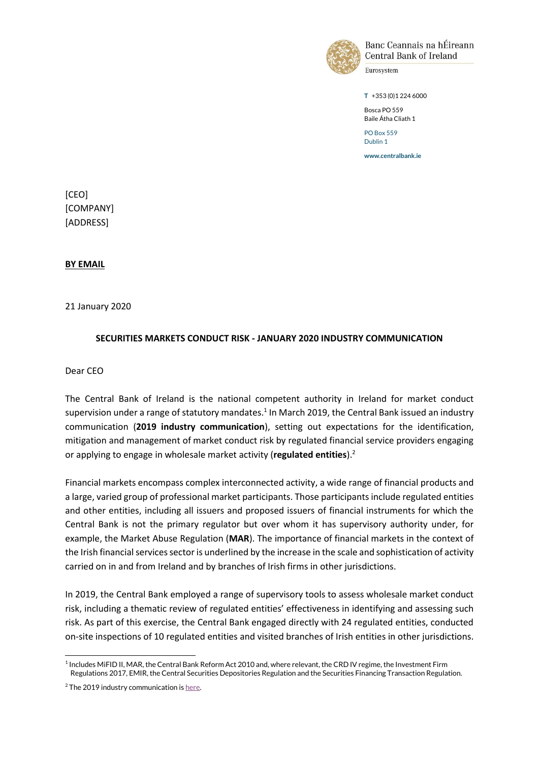Banc Ceannais na hÉireann
Central Bank of Ireland
Eurosystem

T +353 (0)1 224 6000

Bosca PO 559
Baile Átha Cliath 1

PO Box 559
Dublin 1

www.centralbank.ie

[CEO]
[COMPANY]
[ADDRESS]

**BY EMAIL**

21 January 2020

**SECURITIES MARKETS CONDUCT RISK - JANUARY 2020 INDUSTRY COMMUNICATION**

Dear CEO

The Central Bank of Ireland is the national competent authority in Ireland for market conduct supervision under a range of statutory mandates.[1] In March 2019, the Central Bank issued an industry communication (**2019 industry communication**), setting out expectations for the identification, mitigation and management of market conduct risk by regulated financial service providers engaging or applying to engage in wholesale market activity (**regulated entities**).[2]

Financial markets encompass complex interconnected activity, a wide range of financial products and a large, varied group of professional market participants. Those participants include regulated entities and other entities, including all issuers and proposed issuers of financial instruments for which the Central Bank is not the primary regulator but over whom it has supervisory authority under, for example, the Market Abuse Regulation (**MAR**). The importance of financial markets in the context of the Irish financial services sector is underlined by the increase in the scale and sophistication of activity carried on in and from Ireland and by branches of Irish firms in other jurisdictions.

In 2019, the Central Bank employed a range of supervisory tools to assess wholesale market conduct risk, including a thematic review of regulated entities' effectiveness in identifying and assessing such risk. As part of this exercise, the Central Bank engaged directly with 24 regulated entities, conducted on-site inspections of 10 regulated entities and visited branches of Irish entities in other jurisdictions.

[1] Includes MiFID II, MAR, the Central Bank Reform Act 2010 and, where relevant, the CRD IV regime, the Investment Firm Regulations 2017, EMIR, the Central Securities Depositories Regulation and the Securities Financing Transaction Regulation.

[2] The 2019 industry communication is here.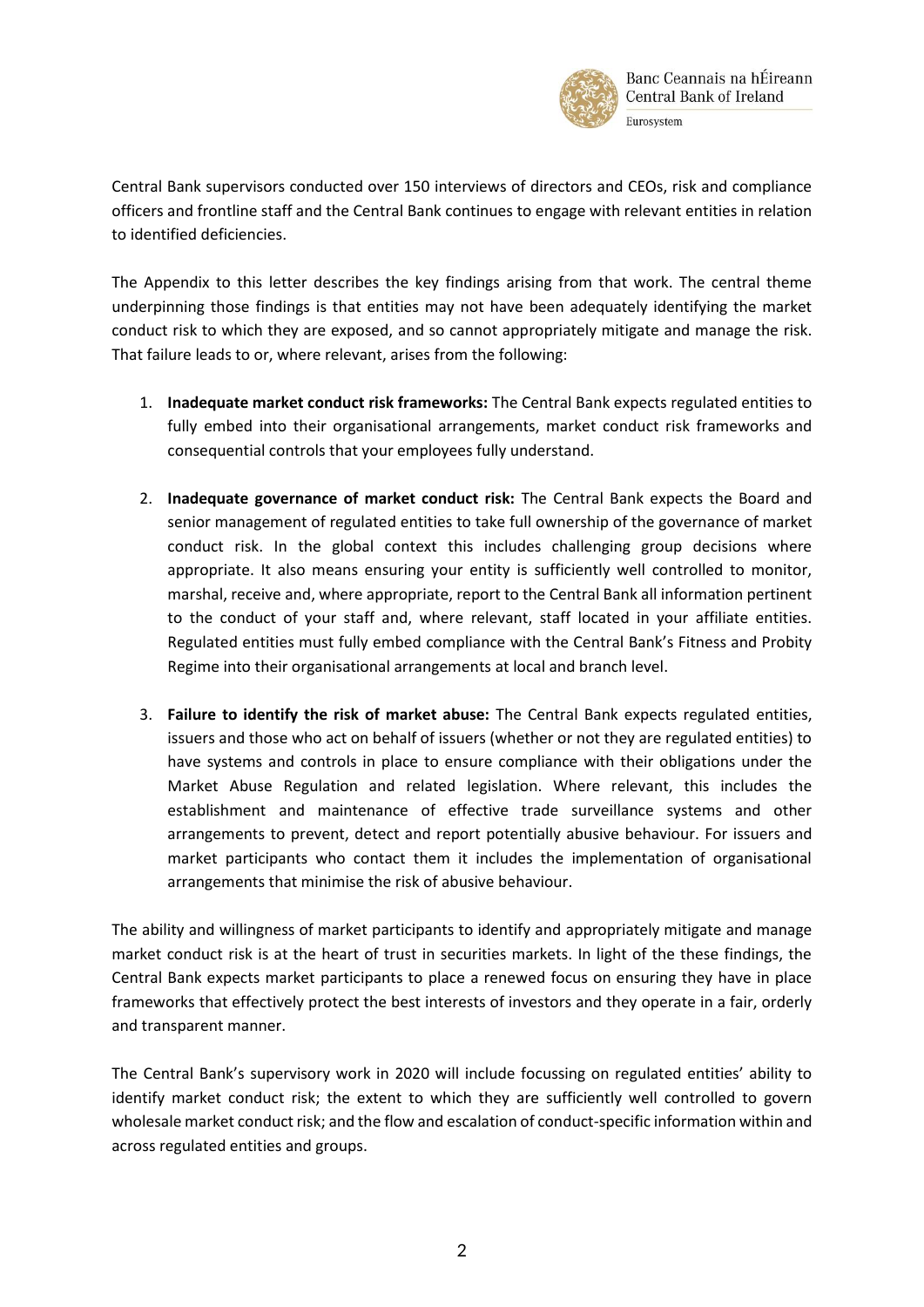Central Bank supervisors conducted over 150 interviews of directors and CEOs, risk and compliance officers and frontline staff and the Central Bank continues to engage with relevant entities in relation to identified deficiencies.

The Appendix to this letter describes the key findings arising from that work. The central theme underpinning those findings is that entities may not have been adequately identifying the market conduct risk to which they are exposed, and so cannot appropriately mitigate and manage the risk. That failure leads to or, where relevant, arises from the following:

1. **Inadequate market conduct risk frameworks:** The Central Bank expects regulated entities to fully embed into their organisational arrangements, market conduct risk frameworks and consequential controls that your employees fully understand.

2. **Inadequate governance of market conduct risk:** The Central Bank expects the Board and senior management of regulated entities to take full ownership of the governance of market conduct risk. In the global context this includes challenging group decisions where appropriate. It also means ensuring your entity is sufficiently well controlled to monitor, marshal, receive and, where appropriate, report to the Central Bank all information pertinent to the conduct of your staff and, where relevant, staff located in your affiliate entities. Regulated entities must fully embed compliance with the Central Bank's Fitness and Probity Regime into their organisational arrangements at local and branch level.

3. **Failure to identify the risk of market abuse:** The Central Bank expects regulated entities, issuers and those who act on behalf of issuers (whether or not they are regulated entities) to have systems and controls in place to ensure compliance with their obligations under the Market Abuse Regulation and related legislation. Where relevant, this includes the establishment and maintenance of effective trade surveillance systems and other arrangements to prevent, detect and report potentially abusive behaviour. For issuers and market participants who contact them it includes the implementation of organisational arrangements that minimise the risk of abusive behaviour.

The ability and willingness of market participants to identify and appropriately mitigate and manage market conduct risk is at the heart of trust in securities markets. In light of the these findings, the Central Bank expects market participants to place a renewed focus on ensuring they have in place frameworks that effectively protect the best interests of investors and they operate in a fair, orderly and transparent manner.

The Central Bank's supervisory work in 2020 will include focussing on regulated entities' ability to identify market conduct risk; the extent to which they are sufficiently well controlled to govern wholesale market conduct risk; and the flow and escalation of conduct-specific information within and across regulated entities and groups.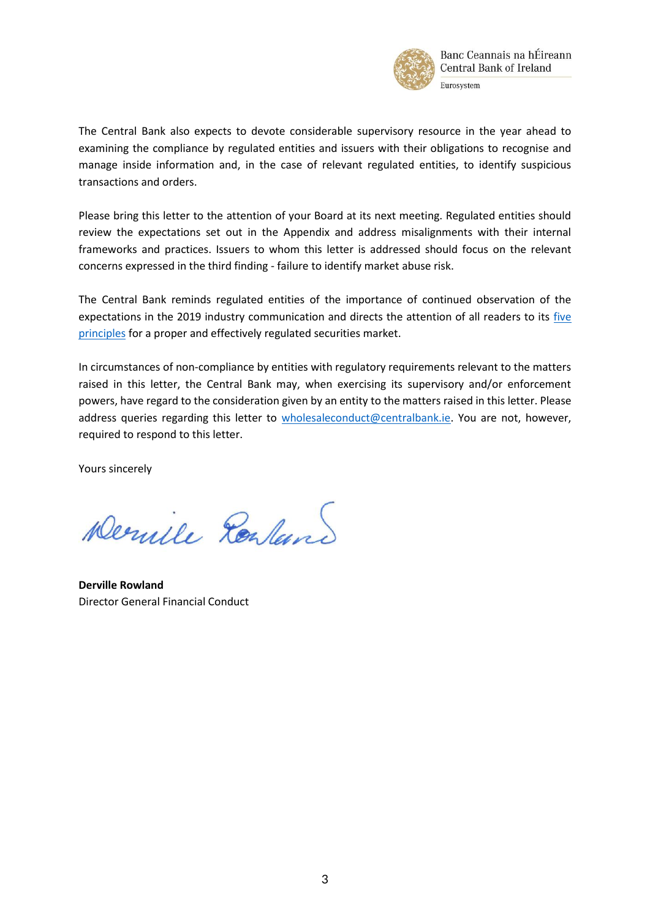The Central Bank also expects to devote considerable supervisory resource in the year ahead to examining the compliance by regulated entities and issuers with their obligations to recognise and manage inside information and, in the case of relevant regulated entities, to identify suspicious transactions and orders.

Please bring this letter to the attention of your Board at its next meeting. Regulated entities should review the expectations set out in the Appendix and address misalignments with their internal frameworks and practices. Issuers to whom this letter is addressed should focus on the relevant concerns expressed in the third finding - failure to identify market abuse risk.

The Central Bank reminds regulated entities of the importance of continued observation of the expectations in the 2019 industry communication and directs the attention of all readers to its five principles for a proper and effectively regulated securities market.

In circumstances of non-compliance by entities with regulatory requirements relevant to the matters raised in this letter, the Central Bank may, when exercising its supervisory and/or enforcement powers, have regard to the consideration given by an entity to the matters raised in this letter. Please address queries regarding this letter to wholesaleconduct@centralbank.ie. You are not, however, required to respond to this letter.

Yours sincerely

**Derville Rowland**
Director General Financial Conduct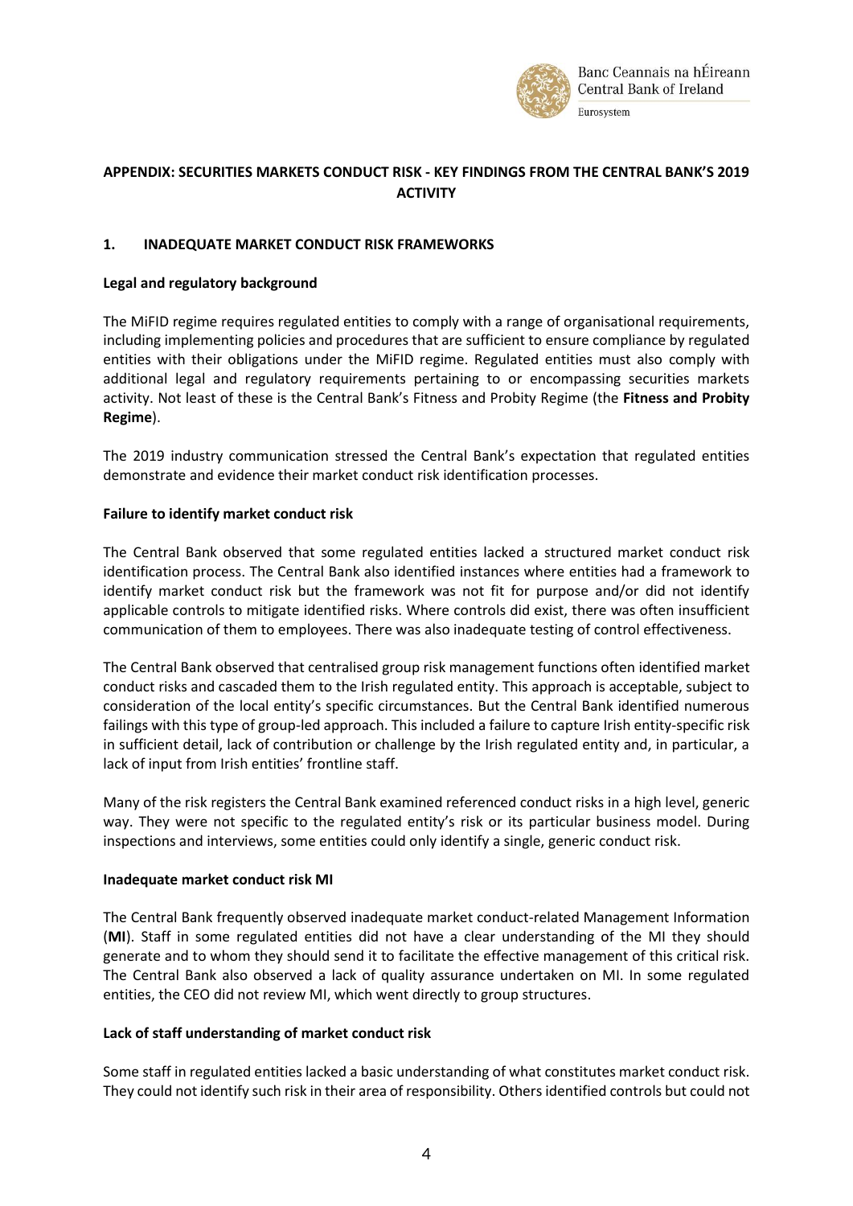## APPENDIX: SECURITIES MARKETS CONDUCT RISK - KEY FINDINGS FROM THE CENTRAL BANK'S 2019 ACTIVITY

### 1. INADEQUATE MARKET CONDUCT RISK FRAMEWORKS

**Legal and regulatory background**

The MiFID regime requires regulated entities to comply with a range of organisational requirements, including implementing policies and procedures that are sufficient to ensure compliance by regulated entities with their obligations under the MiFID regime. Regulated entities must also comply with additional legal and regulatory requirements pertaining to or encompassing securities markets activity. Not least of these is the Central Bank's Fitness and Probity Regime (the **Fitness and Probity Regime**).

The 2019 industry communication stressed the Central Bank's expectation that regulated entities demonstrate and evidence their market conduct risk identification processes.

**Failure to identify market conduct risk**

The Central Bank observed that some regulated entities lacked a structured market conduct risk identification process. The Central Bank also identified instances where entities had a framework to identify market conduct risk but the framework was not fit for purpose and/or did not identify applicable controls to mitigate identified risks. Where controls did exist, there was often insufficient communication of them to employees. There was also inadequate testing of control effectiveness.

The Central Bank observed that centralised group risk management functions often identified market conduct risks and cascaded them to the Irish regulated entity. This approach is acceptable, subject to consideration of the local entity's specific circumstances. But the Central Bank identified numerous failings with this type of group-led approach. This included a failure to capture Irish entity-specific risk in sufficient detail, lack of contribution or challenge by the Irish regulated entity and, in particular, a lack of input from Irish entities' frontline staff.

Many of the risk registers the Central Bank examined referenced conduct risks in a high level, generic way. They were not specific to the regulated entity's risk or its particular business model. During inspections and interviews, some entities could only identify a single, generic conduct risk.

**Inadequate market conduct risk MI**

The Central Bank frequently observed inadequate market conduct-related Management Information (**MI**). Staff in some regulated entities did not have a clear understanding of the MI they should generate and to whom they should send it to facilitate the effective management of this critical risk. The Central Bank also observed a lack of quality assurance undertaken on MI. In some regulated entities, the CEO did not review MI, which went directly to group structures.

**Lack of staff understanding of market conduct risk**

Some staff in regulated entities lacked a basic understanding of what constitutes market conduct risk. They could not identify such risk in their area of responsibility. Others identified controls but could not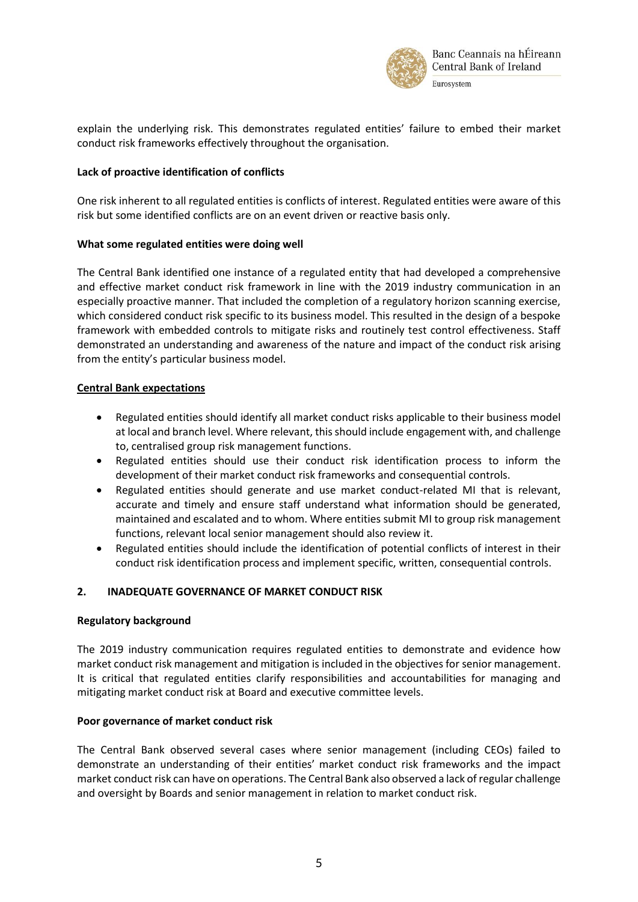explain the underlying risk. This demonstrates regulated entities' failure to embed their market conduct risk frameworks effectively throughout the organisation.

**Lack of proactive identification of conflicts**

One risk inherent to all regulated entities is conflicts of interest. Regulated entities were aware of this risk but some identified conflicts are on an event driven or reactive basis only.

**What some regulated entities were doing well**

The Central Bank identified one instance of a regulated entity that had developed a comprehensive and effective market conduct risk framework in line with the 2019 industry communication in an especially proactive manner. That included the completion of a regulatory horizon scanning exercise, which considered conduct risk specific to its business model. This resulted in the design of a bespoke framework with embedded controls to mitigate risks and routinely test control effectiveness. Staff demonstrated an understanding and awareness of the nature and impact of the conduct risk arising from the entity's particular business model.

**<u>Central Bank expectations</u>**

- Regulated entities should identify all market conduct risks applicable to their business model at local and branch level. Where relevant, this should include engagement with, and challenge to, centralised group risk management functions.
- Regulated entities should use their conduct risk identification process to inform the development of their market conduct risk frameworks and consequential controls.
- Regulated entities should generate and use market conduct-related MI that is relevant, accurate and timely and ensure staff understand what information should be generated, maintained and escalated and to whom. Where entities submit MI to group risk management functions, relevant local senior management should also review it.
- Regulated entities should include the identification of potential conflicts of interest in their conduct risk identification process and implement specific, written, consequential controls.

## 2. INADEQUATE GOVERNANCE OF MARKET CONDUCT RISK

**Regulatory background**

The 2019 industry communication requires regulated entities to demonstrate and evidence how market conduct risk management and mitigation is included in the objectives for senior management. It is critical that regulated entities clarify responsibilities and accountabilities for managing and mitigating market conduct risk at Board and executive committee levels.

**Poor governance of market conduct risk**

The Central Bank observed several cases where senior management (including CEOs) failed to demonstrate an understanding of their entities' market conduct risk frameworks and the impact market conduct risk can have on operations. The Central Bank also observed a lack of regular challenge and oversight by Boards and senior management in relation to market conduct risk.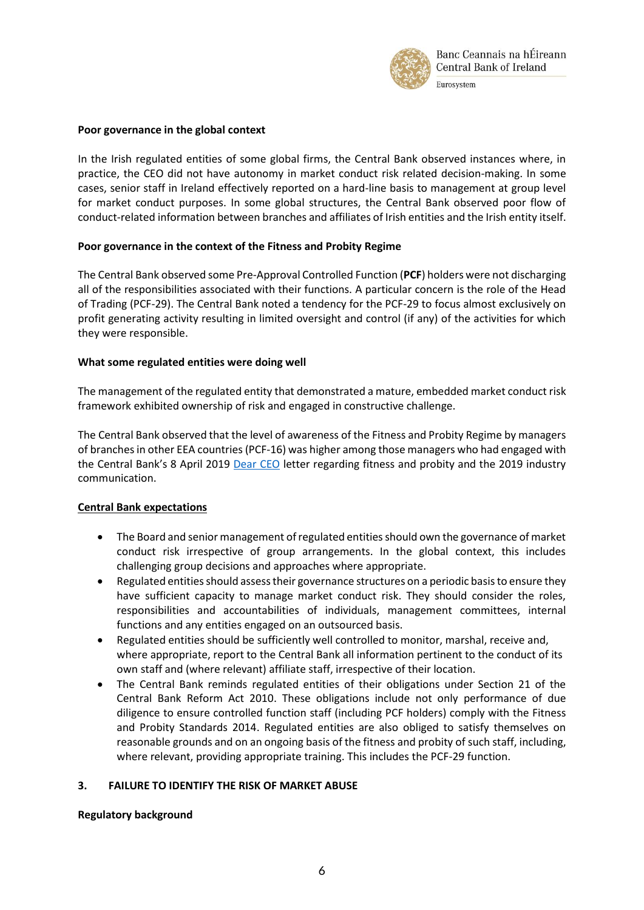**Poor governance in the global context**

In the Irish regulated entities of some global firms, the Central Bank observed instances where, in practice, the CEO did not have autonomy in market conduct risk related decision-making. In some cases, senior staff in Ireland effectively reported on a hard-line basis to management at group level for market conduct purposes. In some global structures, the Central Bank observed poor flow of conduct-related information between branches and affiliates of Irish entities and the Irish entity itself.

**Poor governance in the context of the Fitness and Probity Regime**

The Central Bank observed some Pre-Approval Controlled Function (**PCF**) holders were not discharging all of the responsibilities associated with their functions. A particular concern is the role of the Head of Trading (PCF-29). The Central Bank noted a tendency for the PCF-29 to focus almost exclusively on profit generating activity resulting in limited oversight and control (if any) of the activities for which they were responsible.

**What some regulated entities were doing well**

The management of the regulated entity that demonstrated a mature, embedded market conduct risk framework exhibited ownership of risk and engaged in constructive challenge.

The Central Bank observed that the level of awareness of the Fitness and Probity Regime by managers of branches in other EEA countries (PCF-16) was higher among those managers who had engaged with the Central Bank's 8 April 2019 Dear CEO letter regarding fitness and probity and the 2019 industry communication.

**Central Bank expectations**

- The Board and senior management of regulated entities should own the governance of market conduct risk irrespective of group arrangements. In the global context, this includes challenging group decisions and approaches where appropriate.
- Regulated entities should assess their governance structures on a periodic basis to ensure they have sufficient capacity to manage market conduct risk. They should consider the roles, responsibilities and accountabilities of individuals, management committees, internal functions and any entities engaged on an outsourced basis.
- Regulated entities should be sufficiently well controlled to monitor, marshal, receive and, where appropriate, report to the Central Bank all information pertinent to the conduct of its own staff and (where relevant) affiliate staff, irrespective of their location.
- The Central Bank reminds regulated entities of their obligations under Section 21 of the Central Bank Reform Act 2010. These obligations include not only performance of due diligence to ensure controlled function staff (including PCF holders) comply with the Fitness and Probity Standards 2014. Regulated entities are also obliged to satisfy themselves on reasonable grounds and on an ongoing basis of the fitness and probity of such staff, including, where relevant, providing appropriate training. This includes the PCF-29 function.

## 3. FAILURE TO IDENTIFY THE RISK OF MARKET ABUSE

**Regulatory background**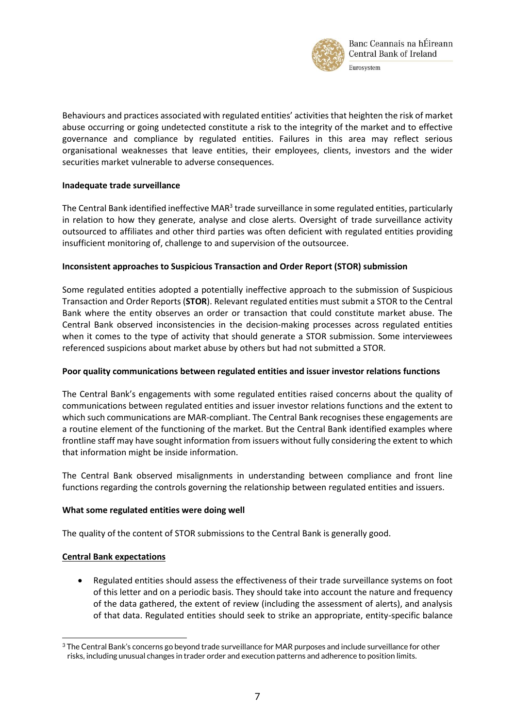Behaviours and practices associated with regulated entities' activities that heighten the risk of market abuse occurring or going undetected constitute a risk to the integrity of the market and to effective governance and compliance by regulated entities. Failures in this area may reflect serious organisational weaknesses that leave entities, their employees, clients, investors and the wider securities market vulnerable to adverse consequences.

**Inadequate trade surveillance**

The Central Bank identified ineffective MAR[3] trade surveillance in some regulated entities, particularly in relation to how they generate, analyse and close alerts. Oversight of trade surveillance activity outsourced to affiliates and other third parties was often deficient with regulated entities providing insufficient monitoring of, challenge to and supervision of the outsourcee.

**Inconsistent approaches to Suspicious Transaction and Order Report (STOR) submission**

Some regulated entities adopted a potentially ineffective approach to the submission of Suspicious Transaction and Order Reports (**STOR**). Relevant regulated entities must submit a STOR to the Central Bank where the entity observes an order or transaction that could constitute market abuse. The Central Bank observed inconsistencies in the decision-making processes across regulated entities when it comes to the type of activity that should generate a STOR submission. Some interviewees referenced suspicions about market abuse by others but had not submitted a STOR.

**Poor quality communications between regulated entities and issuer investor relations functions**

The Central Bank's engagements with some regulated entities raised concerns about the quality of communications between regulated entities and issuer investor relations functions and the extent to which such communications are MAR-compliant. The Central Bank recognises these engagements are a routine element of the functioning of the market. But the Central Bank identified examples where frontline staff may have sought information from issuers without fully considering the extent to which that information might be inside information.

The Central Bank observed misalignments in understanding between compliance and front line functions regarding the controls governing the relationship between regulated entities and issuers.

**What some regulated entities were doing well**

The quality of the content of STOR submissions to the Central Bank is generally good.

**Central Bank expectations**

- Regulated entities should assess the effectiveness of their trade surveillance systems on foot of this letter and on a periodic basis. They should take into account the nature and frequency of the data gathered, the extent of review (including the assessment of alerts), and analysis of that data. Regulated entities should seek to strike an appropriate, entity-specific balance

[3] The Central Bank's concerns go beyond trade surveillance for MAR purposes and include surveillance for other risks, including unusual changes in trader order and execution patterns and adherence to position limits.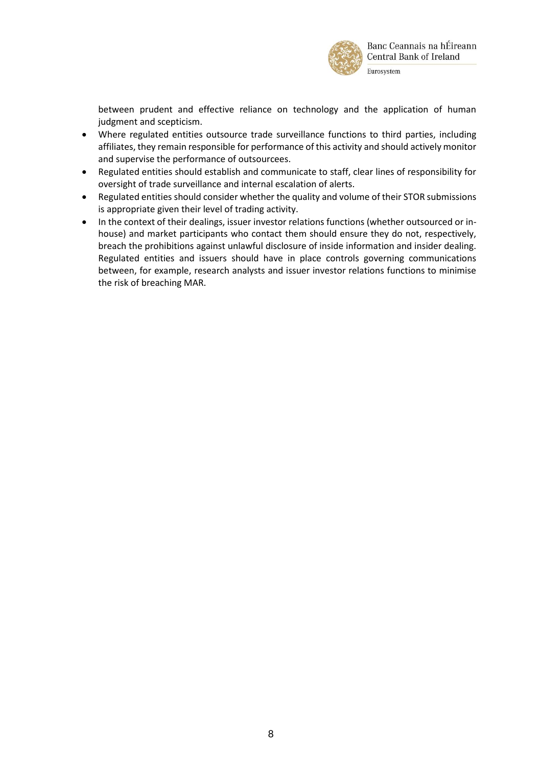between prudent and effective reliance on technology and the application of human judgment and scepticism.

- Where regulated entities outsource trade surveillance functions to third parties, including affiliates, they remain responsible for performance of this activity and should actively monitor and supervise the performance of outsourcees.
- Regulated entities should establish and communicate to staff, clear lines of responsibility for oversight of trade surveillance and internal escalation of alerts.
- Regulated entities should consider whether the quality and volume of their STOR submissions is appropriate given their level of trading activity.
- In the context of their dealings, issuer investor relations functions (whether outsourced or in-house) and market participants who contact them should ensure they do not, respectively, breach the prohibitions against unlawful disclosure of inside information and insider dealing. Regulated entities and issuers should have in place controls governing communications between, for example, research analysts and issuer investor relations functions to minimise the risk of breaching MAR.